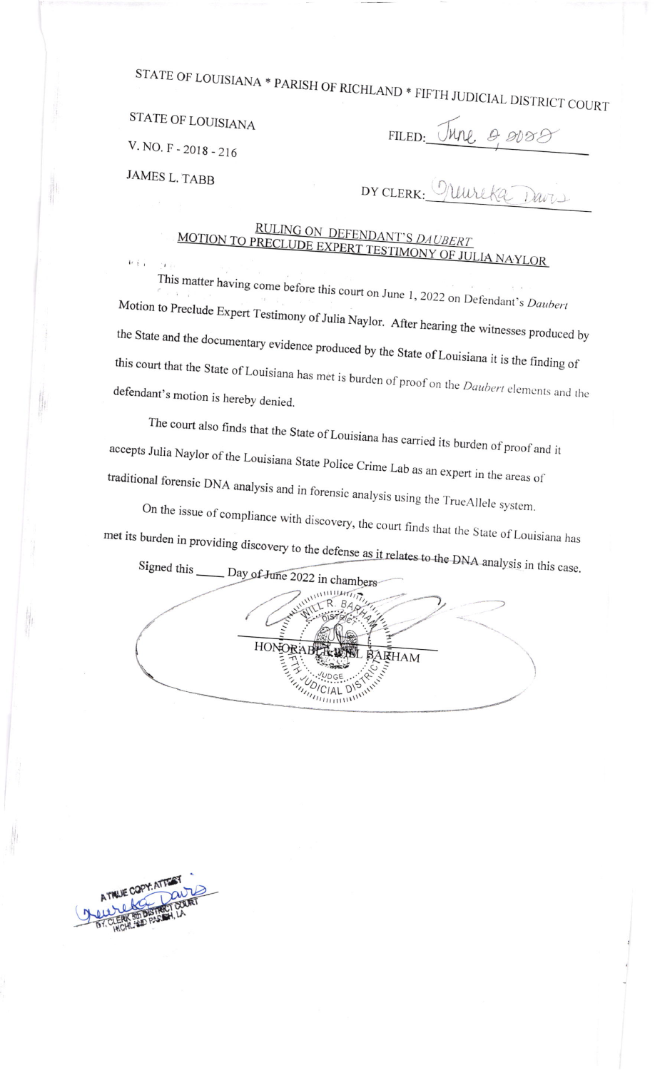STATE OF LOUISIANA * PARISH OF RICHLAND * FIFTH JUDICIAL DISTRICT COURT

STATE OF LOUISIANA

FILED: June 9 2022

V. NO. F - 2018 - 216

JAMES L. TABB

DY CLERK: Queureka Davis

## RULING ON DEFENDANT'S *DAUBERT* MOTION TO PRECLUDE EXPERT TESTIMONY OF JULIA NAYLOR

This matter having come before this court on June 1, 2022 on Defendant's *Daubert* Motion to Preclude Expert Testimony of Julia Naylor. After hearing the witnesses produced by the State and the documentary evidence produced by the State of Louisiana it is the finding of this court that the State of Louisiana has met is burden of proof on the *Daubert* elements and the defendant's motion is hereby denied.

The court also finds that the State of Louisiana has carried its burden of proof and it accepts Julia Naylor of the Louisiana State Police Crime Lab as an expert in the areas of traditional forensic DNA analysis and in forensic analysis using the TrueAllele system.

On the issue of compliance with discovery, the court finds that the State of Louisiana has met its burden in providing discovery to the defense as it relates to the DNA analysis in this case.

Signed this \_\_\_\_ Day of June 2022 in chambers

HONORABLE WILL BARHAM

WILL R. BARHAM DISTRICT JUDGE FIFTH JUDICIAL DISTRICT

A TRUE COPY: ATTEST
Queureka Davis
DY. CLERK 5th DISTRICT COURT
RICHLAND PARISH, LA